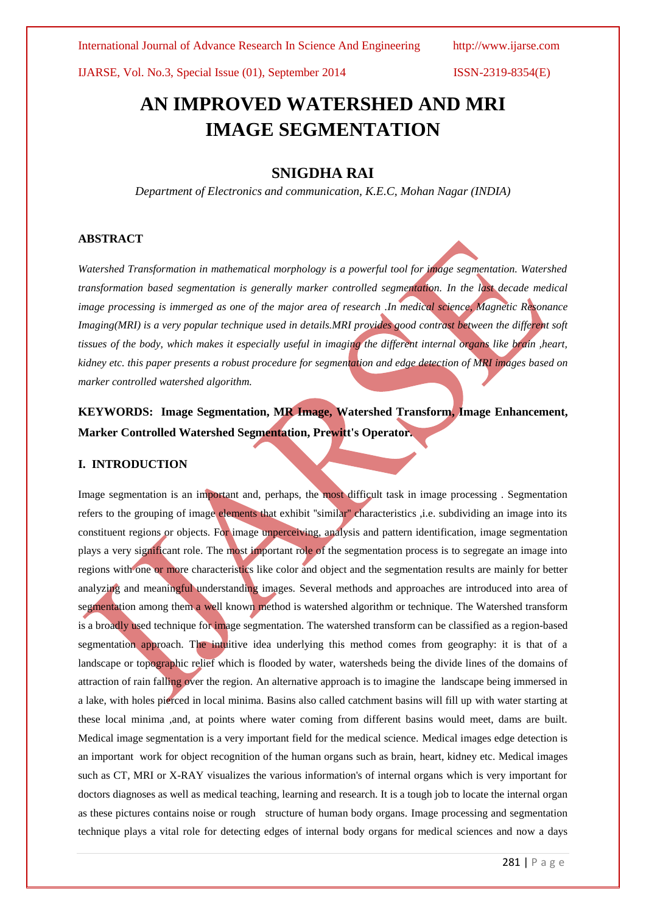# AN IMPROVED WATERSHED AND MRI IMAGE SEGMENTATION

## SNIGDHA RAI

*Department of Electronics and communication, K.E.C, Mohan Nagar (INDIA)*

### ABSTRACT

*Watershed Transformation in mathematical morphology is a powerful tool for image segmentation. Watershed transformation based segmentation is generally marker controlled segmentation. In the last decade medical image processing is immerged as one of the major area of research .In medical science, Magnetic Resonance Imaging(MRI) is a very popular technique used in details.MRI provides good contrast between the different soft tissues of the body, which makes it especially useful in imaging the different internal organs like brain ,heart, kidney etc. this paper presents a robust procedure for segmentation and edge detection of MRI images based on marker controlled watershed algorithm.*

**KEYWORDS: Image Segmentation, MR Image, Watershed Transform, Image Enhancement, Marker Controlled Watershed Segmentation, Prewitt's Operator.**

### I. INTRODUCTION

Image segmentation is an important and, perhaps, the most difficult task in image processing . Segmentation refers to the grouping of image elements that exhibit "similar" characteristics ,i.e. subdividing an image into its constituent regions or objects. For image unperceiving, analysis and pattern identification, image segmentation plays a very significant role. The most important role of the segmentation process is to segregate an image into regions with one or more characteristics like color and object and the segmentation results are mainly for better analyzing and meaningful understanding images. Several methods and approaches are introduced into area of segmentation among them a well known method is watershed algorithm or technique. The Watershed transform is a broadly used technique for image segmentation. The watershed transform can be classified as a region-based segmentation approach. The intuitive idea underlying this method comes from geography: it is that of a landscape or topographic relief which is flooded by water, watersheds being the divide lines of the domains of attraction of rain falling over the region. An alternative approach is to imagine the landscape being immersed in a lake, with holes pierced in local minima. Basins also called catchment basins will fill up with water starting at these local minima ,and, at points where water coming from different basins would meet, dams are built. Medical image segmentation is a very important field for the medical science. Medical images edge detection is an important work for object recognition of the human organs such as brain, heart, kidney etc. Medical images such as CT, MRI or X-RAY visualizes the various information's of internal organs which is very important for doctors diagnoses as well as medical teaching, learning and research. It is a tough job to locate the internal organ as these pictures contains noise or rough structure of human body organs. Image processing and segmentation technique plays a vital role for detecting edges of internal body organs for medical sciences and now a days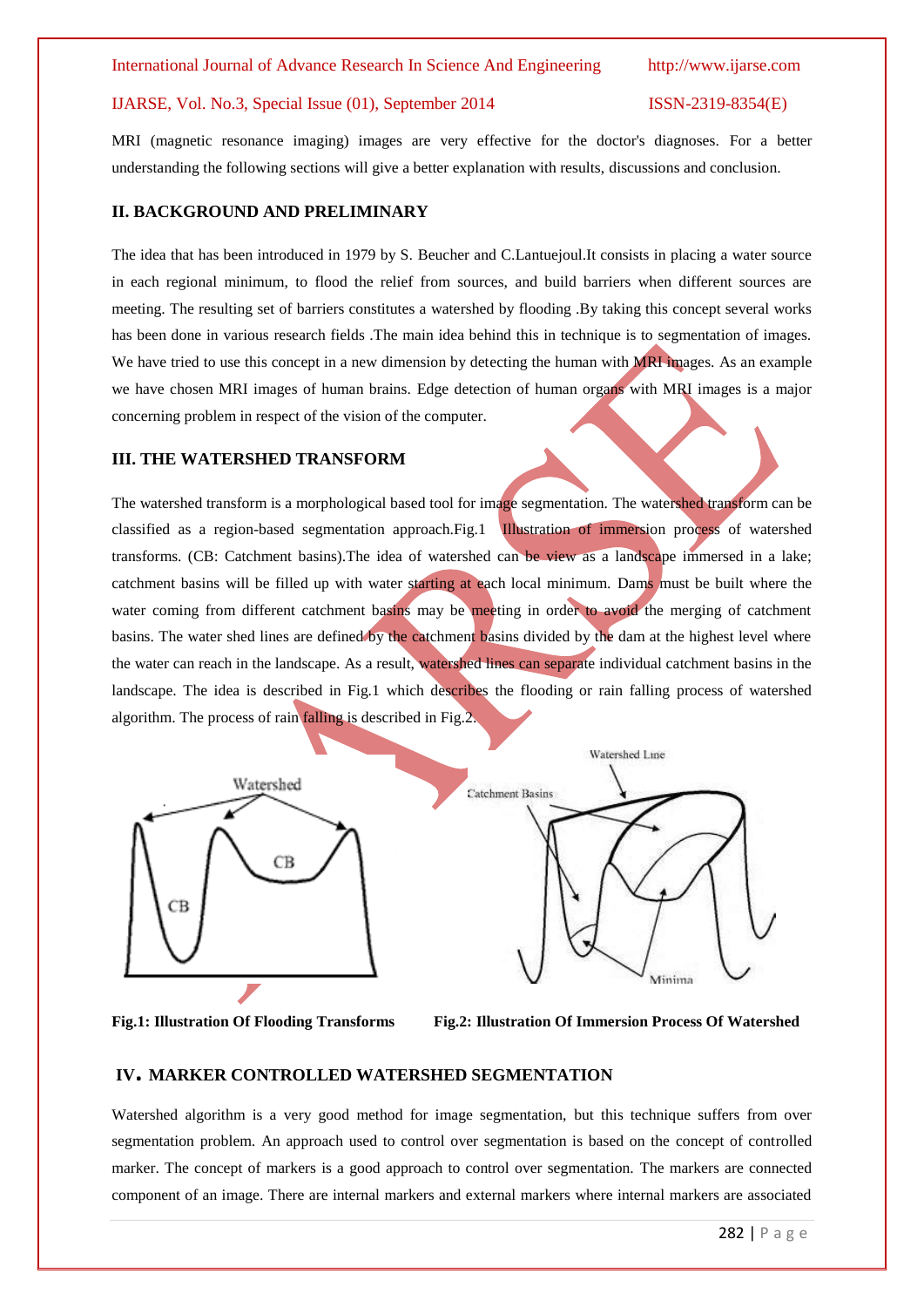MRI (magnetic resonance imaging) images are very effective for the doctor's diagnoses. For a better understanding the following sections will give a better explanation with results, discussions and conclusion.

## II. BACKGROUND AND PRELIMINARY

The idea that has been introduced in 1979 by S. Beucher and C.Lantuejoul.It consists in placing a water source in each regional minimum, to flood the relief from sources, and build barriers when different sources are meeting. The resulting set of barriers constitutes a watershed by flooding .By taking this concept several works has been done in various research fields .The main idea behind this in technique is to segmentation of images. We have tried to use this concept in a new dimension by detecting the human with MRI images. As an example we have chosen MRI images of human brains. Edge detection of human organs with MRI images is a major concerning problem in respect of the vision of the computer.

## III. THE WATERSHED TRANSFORM

The watershed transform is a morphological based tool for image segmentation. The watershed transform can be classified as a region-based segmentation approach.Fig.1 Illustration of immersion process of watershed transforms. (CB: Catchment basins).The idea of watershed can be view as a landscape immersed in a lake; catchment basins will be filled up with water starting at each local minimum. Dams must be built where the water coming from different catchment basins may be meeting in order to avoid the merging of catchment basins. The water shed lines are defined by the catchment basins divided by the dam at the highest level where the water can reach in the landscape. As a result, watershed lines can separate individual catchment basins in the landscape. The idea is described in Fig.1 which describes the flooding or rain falling process of watershed algorithm. The process of rain falling is described in Fig.2.

**Fig.1: Illustration Of Flooding Transforms**

**Fig.2: Illustration Of Immersion Process Of Watershed**

## IV. MARKER CONTROLLED WATERSHED SEGMENTATION

Watershed algorithm is a very good method for image segmentation, but this technique suffers from over segmentation problem. An approach used to control over segmentation is based on the concept of controlled marker. The concept of markers is a good approach to control over segmentation. The markers are connected component of an image. There are internal markers and external markers where internal markers are associated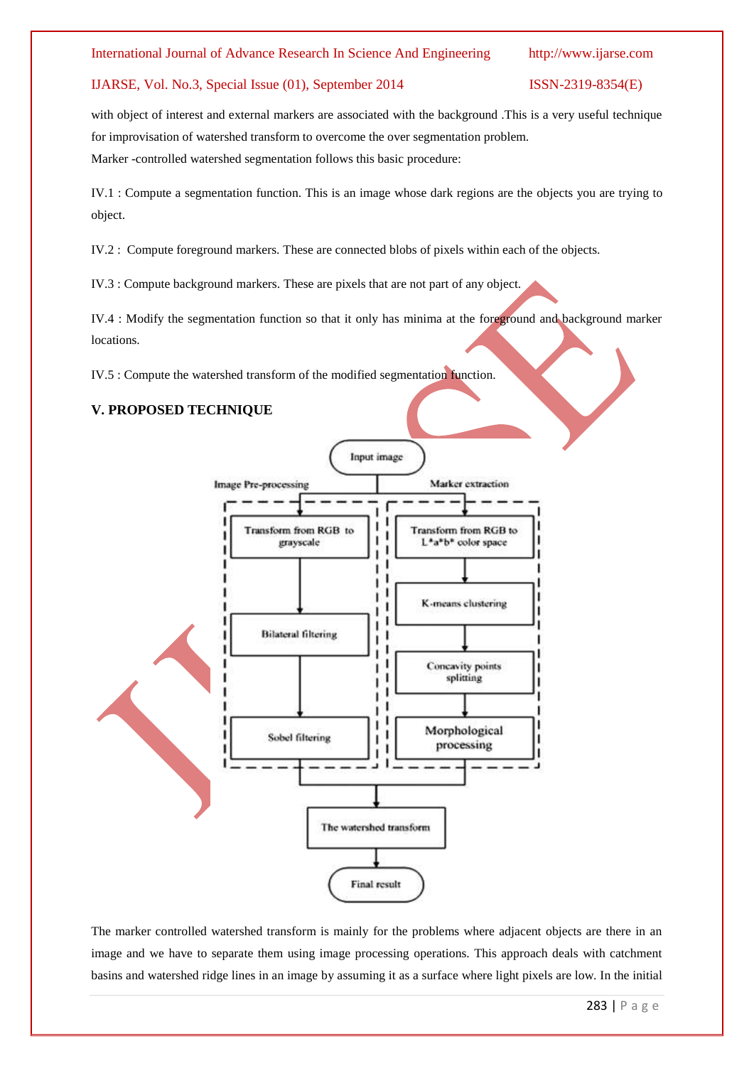with object of interest and external markers are associated with the background .This is a very useful technique for improvisation of watershed transform to overcome the over segmentation problem.

Marker -controlled watershed segmentation follows this basic procedure:

IV.1 : Compute a segmentation function. This is an image whose dark regions are the objects you are trying to object.

IV.2 : Compute foreground markers. These are connected blobs of pixels within each of the objects.

IV.3 : Compute background markers. These are pixels that are not part of any object.

IV.4 : Modify the segmentation function so that it only has minima at the foreground and background marker locations.

IV.5 : Compute the watershed transform of the modified segmentation function.

## V. PROPOSED TECHNIQUE

Input image

Image Pre-processing: Transform from RGB to grayscale → Bilateral filtering → Sobel filtering

Marker extraction: Transform from RGB to L*a*b* color space → K-means clustering → Concavity points splitting → Morphological processing

The watershed transform

Final result

The marker controlled watershed transform is mainly for the problems where adjacent objects are there in an image and we have to separate them using image processing operations. This approach deals with catchment basins and watershed ridge lines in an image by assuming it as a surface where light pixels are low. In the initial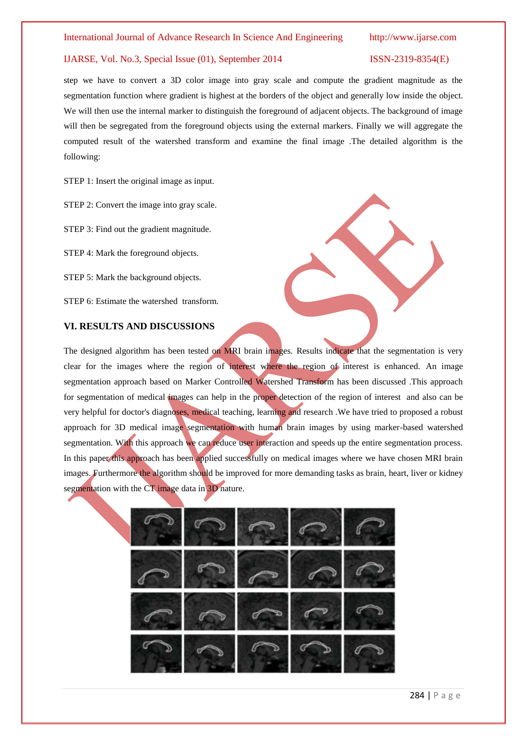step we have to convert a 3D color image into gray scale and compute the gradient magnitude as the segmentation function where gradient is highest at the borders of the object and generally low inside the object. We will then use the internal marker to distinguish the foreground of adjacent objects. The background of image will then be segregated from the foreground objects using the external markers. Finally we will aggregate the computed result of the watershed transform and examine the final image .The detailed algorithm is the following:

STEP 1: Insert the original image as input.

STEP 2: Convert the image into gray scale.

STEP 3: Find out the gradient magnitude.

STEP 4: Mark the foreground objects.

STEP 5: Mark the background objects.

STEP 6: Estimate the watershed transform.

## VI. RESULTS AND DISCUSSIONS

The designed algorithm has been tested on MRI brain images. Results indicate that the segmentation is very clear for the images where the region of interest where the region of interest is enhanced. An image segmentation approach based on Marker Controlled Watershed Transform has been discussed .This approach for segmentation of medical images can help in the proper detection of the region of interest and also can be very helpful for doctor's diagnoses, medical teaching, learning and research .We have tried to proposed a robust approach for 3D medical image segmentation with human brain images by using marker-based watershed segmentation. With this approach we can reduce user interaction and speeds up the entire segmentation process. In this paper this approach has been applied successfully on medical images where we have chosen MRI brain images. Furthermore the algorithm should be improved for more demanding tasks as brain, heart, liver or kidney segmentation with the CT image data in 3D nature.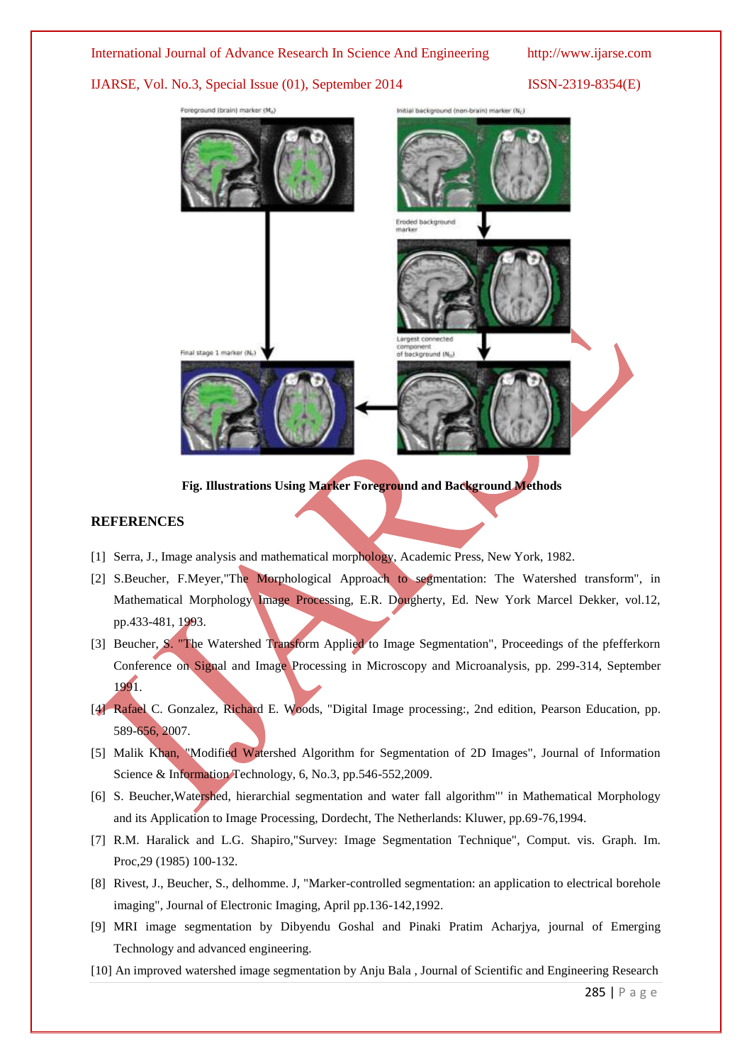Foreground (brain) marker ($M_a$)

Initial background (non-brain) marker ($N_c$)

Eroded background marker

Largest connected component of background ($N_b$)

Final stage 1 marker ($N_r$)

**Fig. Illustrations Using Marker Foreground and Background Methods**

## REFERENCES

[1] Serra, J., Image analysis and mathematical morphology, Academic Press, New York, 1982.

[2] S.Beucher, F.Meyer,"The Morphological Approach to segmentation: The Watershed transform", in Mathematical Morphology Image Processing, E.R. Dougherty, Ed. New York Marcel Dekker, vol.12, pp.433-481, 1993.

[3] Beucher, S. "The Watershed Transform Applied to Image Segmentation", Proceedings of the pfefferkorn Conference on Signal and Image Processing in Microscopy and Microanalysis, pp. 299-314, September 1991.

[4] Rafael C. Gonzalez, Richard E. Woods, "Digital Image processing:, 2nd edition, Pearson Education, pp. 589-656, 2007.

[5] Malik Khan, "Modified Watershed Algorithm for Segmentation of 2D Images", Journal of Information Science & Information Technology, 6, No.3, pp.546-552,2009.

[6] S. Beucher,Watershed, hierarchial segmentation and water fall algorithm"' in Mathematical Morphology and its Application to Image Processing, Dordecht, The Netherlands: Kluwer, pp.69-76,1994.

[7] R.M. Haralick and L.G. Shapiro,"Survey: Image Segmentation Technique", Comput. vis. Graph. Im. Proc,29 (1985) 100-132.

[8] Rivest, J., Beucher, S., delhomme. J, "Marker-controlled segmentation: an application to electrical borehole imaging", Journal of Electronic Imaging, April pp.136-142,1992.

[9] MRI image segmentation by Dibyendu Goshal and Pinaki Pratim Acharjya, journal of Emerging Technology and advanced engineering.

[10] An improved watershed image segmentation by Anju Bala , Journal of Scientific and Engineering Research